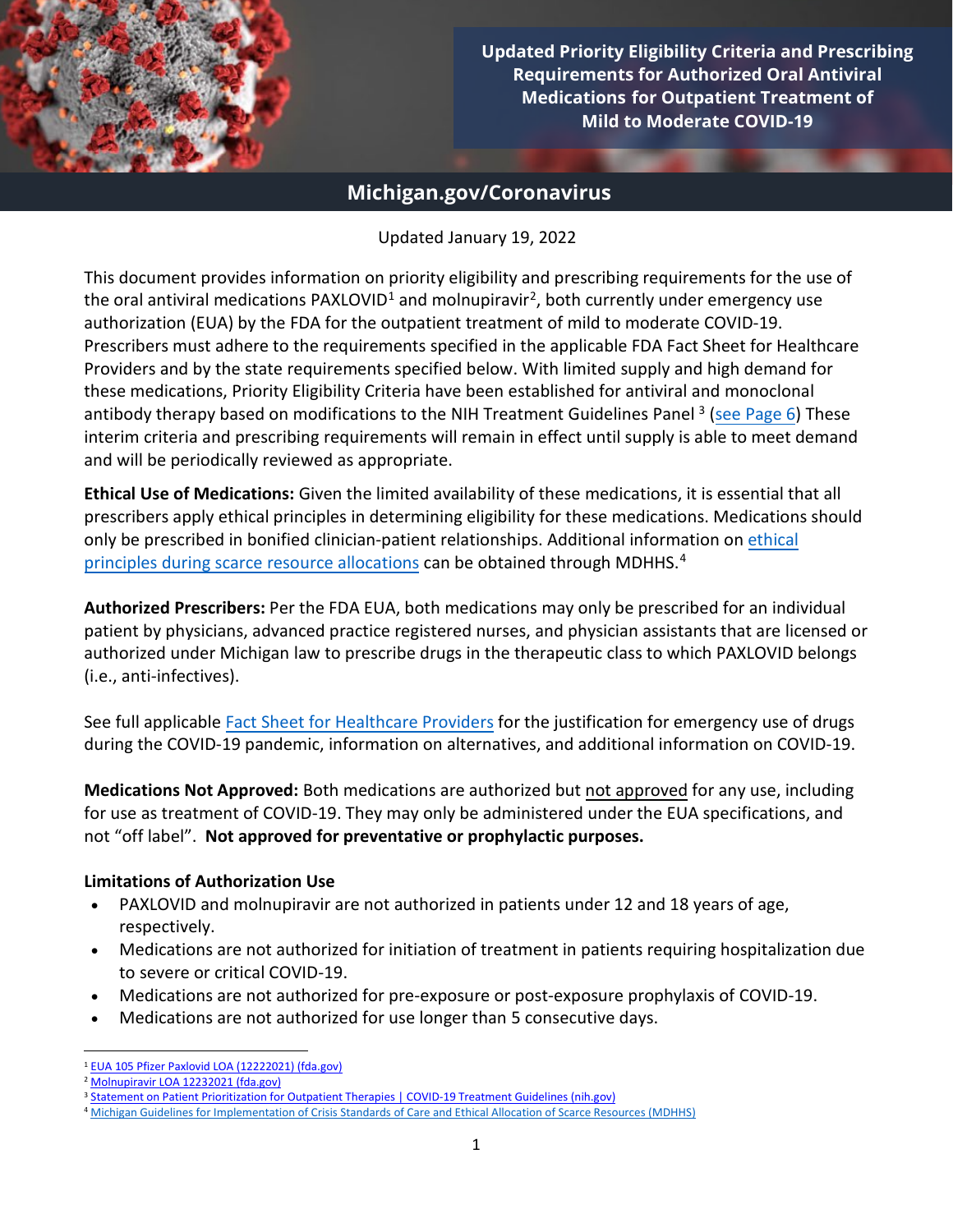# Updated Priority Eligibility Criteria and Prescribing Requirements for Authorized Oral Antiviral Medications for Outpatient Treatment of Mild to Moderate COVID-19

## Michigan.gov/Coronavirus

Updated January 19, 2022

This document provides information on priority eligibility and prescribing requirements for the use of the oral antiviral medications PAXLOVID[1] and molnupiravir[2], both currently under emergency use authorization (EUA) by the FDA for the outpatient treatment of mild to moderate COVID-19. Prescribers must adhere to the requirements specified in the applicable FDA Fact Sheet for Healthcare Providers and by the state requirements specified below. With limited supply and high demand for these medications, Priority Eligibility Criteria have been established for antiviral and monoclonal antibody therapy based on modifications to the NIH Treatment Guidelines Panel [3] (see Page 6) These interim criteria and prescribing requirements will remain in effect until supply is able to meet demand and will be periodically reviewed as appropriate.

**Ethical Use of Medications:** Given the limited availability of these medications, it is essential that all prescribers apply ethical principles in determining eligibility for these medications. Medications should only be prescribed in bonified clinician-patient relationships. Additional information on ethical principles during scarce resource allocations can be obtained through MDHHS.[4]

**Authorized Prescribers:** Per the FDA EUA, both medications may only be prescribed for an individual patient by physicians, advanced practice registered nurses, and physician assistants that are licensed or authorized under Michigan law to prescribe drugs in the therapeutic class to which PAXLOVID belongs (i.e., anti-infectives).

See full applicable Fact Sheet for Healthcare Providers for the justification for emergency use of drugs during the COVID-19 pandemic, information on alternatives, and additional information on COVID-19.

**Medications Not Approved:** Both medications are authorized but not approved for any use, including for use as treatment of COVID-19. They may only be administered under the EUA specifications, and not "off label". **Not approved for preventative or prophylactic purposes.**

### Limitations of Authorization Use

- PAXLOVID and molnupiravir are not authorized in patients under 12 and 18 years of age, respectively.
- Medications are not authorized for initiation of treatment in patients requiring hospitalization due to severe or critical COVID-19.
- Medications are not authorized for pre-exposure or post-exposure prophylaxis of COVID-19.
- Medications are not authorized for use longer than 5 consecutive days.

---

[1] EUA 105 Pfizer Paxlovid LOA (12222021) (fda.gov)
[2] Molnupiravir LOA 12232021 (fda.gov)
[3] Statement on Patient Prioritization for Outpatient Therapies | COVID-19 Treatment Guidelines (nih.gov)
[4] Michigan Guidelines for Implementation of Crisis Standards of Care and Ethical Allocation of Scarce Resources (MDHHS)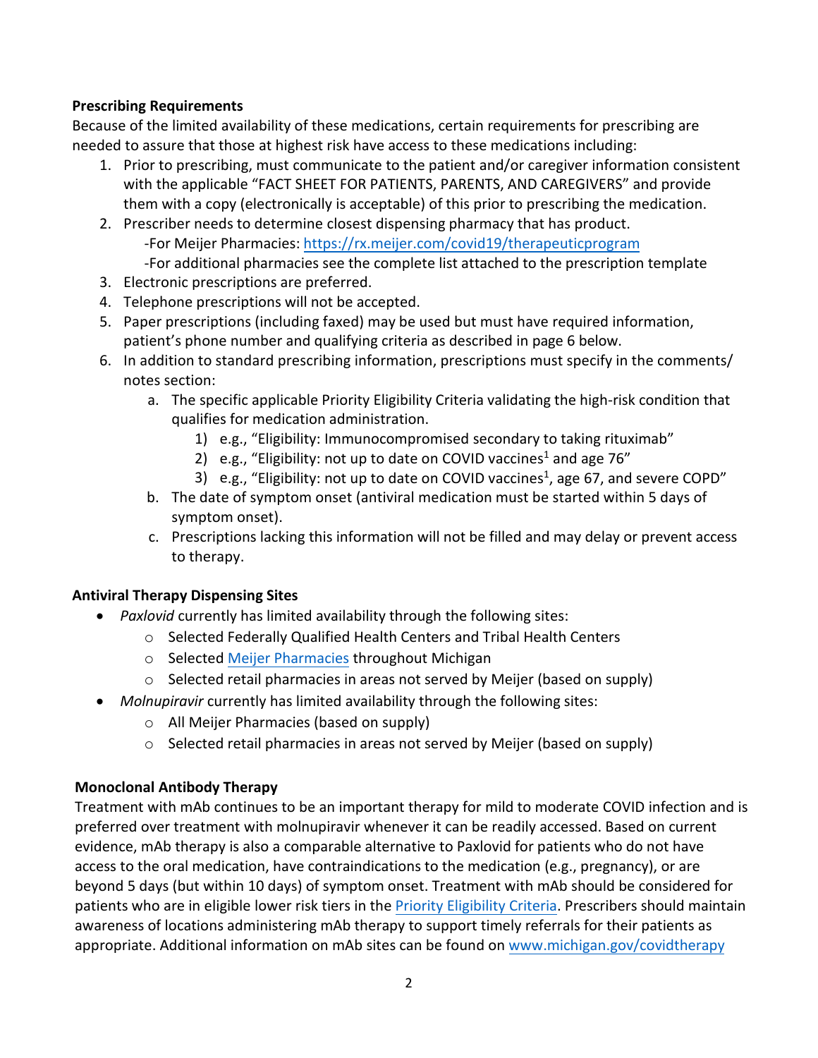**Prescribing Requirements**

Because of the limited availability of these medications, certain requirements for prescribing are needed to assure that those at highest risk have access to these medications including:

1. Prior to prescribing, must communicate to the patient and/or caregiver information consistent with the applicable "FACT SHEET FOR PATIENTS, PARENTS, AND CAREGIVERS" and provide them with a copy (electronically is acceptable) of this prior to prescribing the medication.
2. Prescriber needs to determine closest dispensing pharmacy that has product.
   - For Meijer Pharmacies: [https://rx.meijer.com/covid19/therapeuticprogram](https://rx.meijer.com/covid19/therapeuticprogram)
   - For additional pharmacies see the complete list attached to the prescription template
3. Electronic prescriptions are preferred.
4. Telephone prescriptions will not be accepted.
5. Paper prescriptions (including faxed) may be used but must have required information, patient's phone number and qualifying criteria as described in page 6 below.
6. In addition to standard prescribing information, prescriptions must specify in the comments/ notes section:
   a. The specific applicable Priority Eligibility Criteria validating the high-risk condition that qualifies for medication administration.
      1) e.g., "Eligibility: Immunocompromised secondary to taking rituximab"
      2) e.g., "Eligibility: not up to date on COVID vaccines[1] and age 76"
      3) e.g., "Eligibility: not up to date on COVID vaccines[1], age 67, and severe COPD"

   b. The date of symptom onset (antiviral medication must be started within 5 days of symptom onset).

   c. Prescriptions lacking this information will not be filled and may delay or prevent access to therapy.

**Antiviral Therapy Dispensing Sites**

- *Paxlovid* currently has limited availability through the following sites:
  - Selected Federally Qualified Health Centers and Tribal Health Centers
  - Selected Meijer Pharmacies throughout Michigan
  - Selected retail pharmacies in areas not served by Meijer (based on supply)
- *Molnupiravir* currently has limited availability through the following sites:
  - All Meijer Pharmacies (based on supply)
  - Selected retail pharmacies in areas not served by Meijer (based on supply)

**Monoclonal Antibody Therapy**

Treatment with mAb continues to be an important therapy for mild to moderate COVID infection and is preferred over treatment with molnupiravir whenever it can be readily accessed. Based on current evidence, mAb therapy is also a comparable alternative to Paxlovid for patients who do not have access to the oral medication, have contraindications to the medication (e.g., pregnancy), or are beyond 5 days (but within 10 days) of symptom onset. Treatment with mAb should be considered for patients who are in eligible lower risk tiers in the Priority Eligibility Criteria. Prescribers should maintain awareness of locations administering mAb therapy to support timely referrals for their patients as appropriate. Additional information on mAb sites can be found on [www.michigan.gov/covidtherapy](www.michigan.gov/covidtherapy)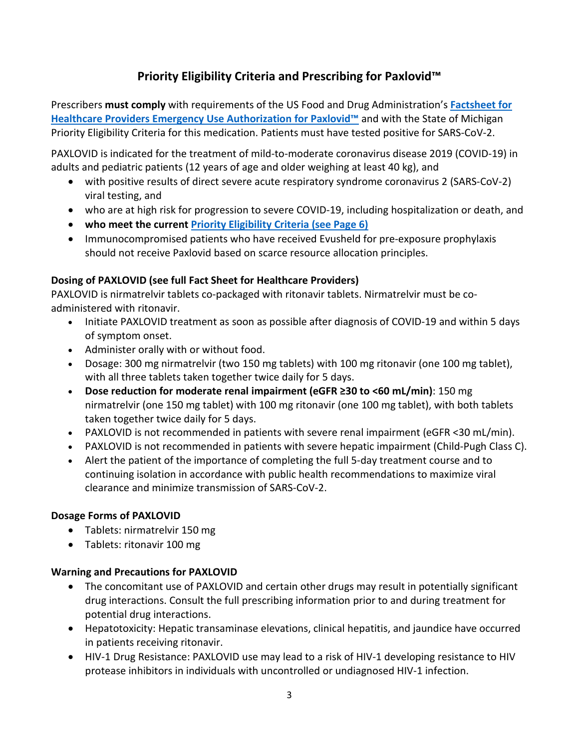# Priority Eligibility Criteria and Prescribing for Paxlovid™

Prescribers **must comply** with requirements of the US Food and Drug Administration's **[Factsheet for Healthcare Providers Emergency Use Authorization for Paxlovid™]()** and with the State of Michigan Priority Eligibility Criteria for this medication. Patients must have tested positive for SARS-CoV-2.

PAXLOVID is indicated for the treatment of mild-to-moderate coronavirus disease 2019 (COVID-19) in adults and pediatric patients (12 years of age and older weighing at least 40 kg), and

- with positive results of direct severe acute respiratory syndrome coronavirus 2 (SARS-CoV-2) viral testing, and
- who are at high risk for progression to severe COVID-19, including hospitalization or death, and
- **who meet the current [Priority Eligibility Criteria (see Page 6)]()**
- Immunocompromised patients who have received Evusheld for pre-exposure prophylaxis should not receive Paxlovid based on scarce resource allocation principles.

**Dosing of PAXLOVID (see full Fact Sheet for Healthcare Providers)**

PAXLOVID is nirmatrelvir tablets co-packaged with ritonavir tablets. Nirmatrelvir must be co-administered with ritonavir.

- Initiate PAXLOVID treatment as soon as possible after diagnosis of COVID-19 and within 5 days of symptom onset.
- Administer orally with or without food.
- Dosage: 300 mg nirmatrelvir (two 150 mg tablets) with 100 mg ritonavir (one 100 mg tablet), with all three tablets taken together twice daily for 5 days.
- **Dose reduction for moderate renal impairment (eGFR ≥30 to <60 mL/min)**: 150 mg nirmatrelvir (one 150 mg tablet) with 100 mg ritonavir (one 100 mg tablet), with both tablets taken together twice daily for 5 days.
- PAXLOVID is not recommended in patients with severe renal impairment (eGFR <30 mL/min).
- PAXLOVID is not recommended in patients with severe hepatic impairment (Child-Pugh Class C).
- Alert the patient of the importance of completing the full 5-day treatment course and to continuing isolation in accordance with public health recommendations to maximize viral clearance and minimize transmission of SARS-CoV-2.

**Dosage Forms of PAXLOVID**

- Tablets: nirmatrelvir 150 mg
- Tablets: ritonavir 100 mg

**Warning and Precautions for PAXLOVID**

- The concomitant use of PAXLOVID and certain other drugs may result in potentially significant drug interactions. Consult the full prescribing information prior to and during treatment for potential drug interactions.
- Hepatotoxicity: Hepatic transaminase elevations, clinical hepatitis, and jaundice have occurred in patients receiving ritonavir.
- HIV-1 Drug Resistance: PAXLOVID use may lead to a risk of HIV-1 developing resistance to HIV protease inhibitors in individuals with uncontrolled or undiagnosed HIV-1 infection.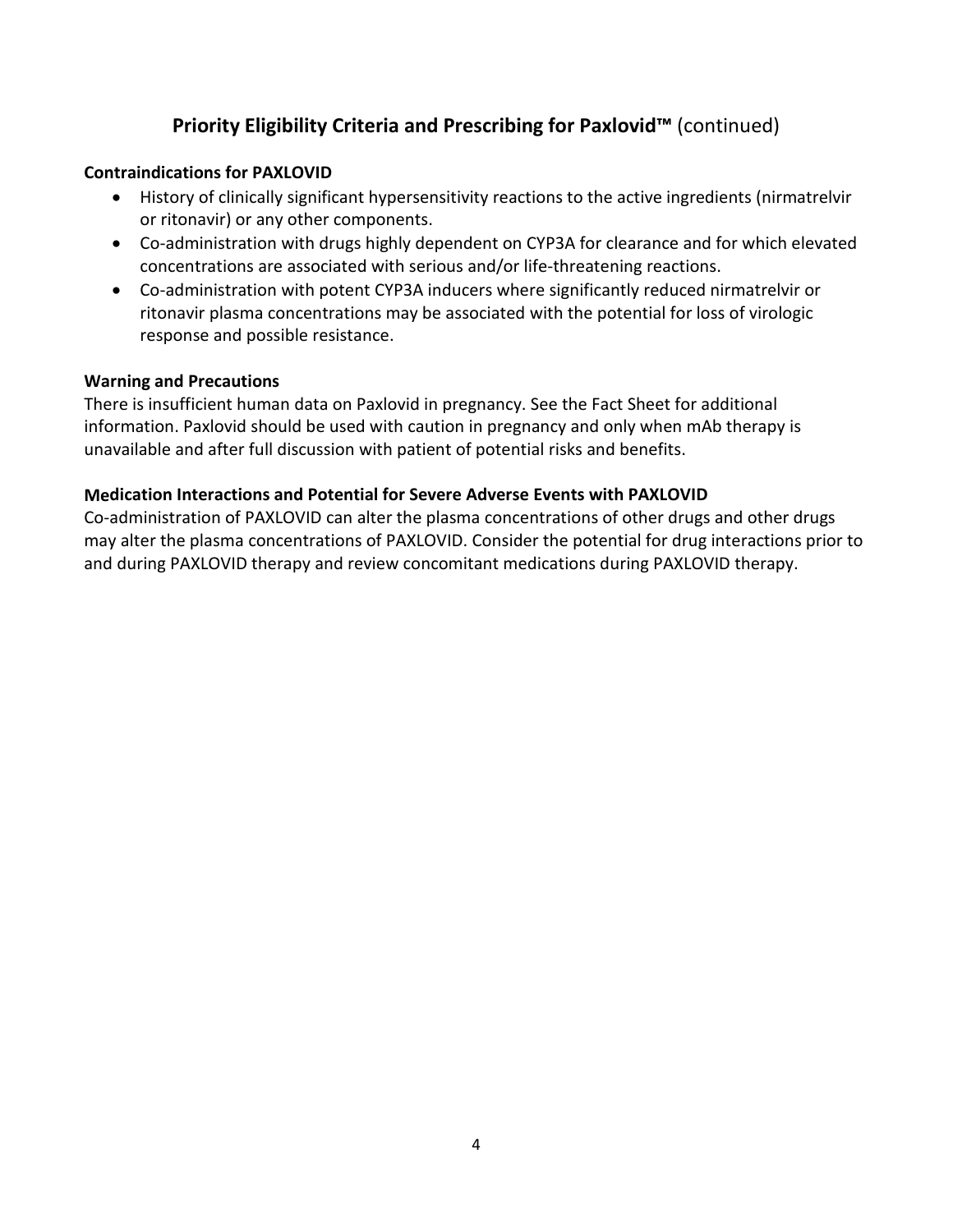## Priority Eligibility Criteria and Prescribing for Paxlovid™ (continued)

**Contraindications for PAXLOVID**

- History of clinically significant hypersensitivity reactions to the active ingredients (nirmatrelvir or ritonavir) or any other components.
- Co-administration with drugs highly dependent on CYP3A for clearance and for which elevated concentrations are associated with serious and/or life-threatening reactions.
- Co-administration with potent CYP3A inducers where significantly reduced nirmatrelvir or ritonavir plasma concentrations may be associated with the potential for loss of virologic response and possible resistance.

**Warning and Precautions**

There is insufficient human data on Paxlovid in pregnancy. See the Fact Sheet for additional information. Paxlovid should be used with caution in pregnancy and only when mAb therapy is unavailable and after full discussion with patient of potential risks and benefits.

**Medication Interactions and Potential for Severe Adverse Events with PAXLOVID**

Co-administration of PAXLOVID can alter the plasma concentrations of other drugs and other drugs may alter the plasma concentrations of PAXLOVID. Consider the potential for drug interactions prior to and during PAXLOVID therapy and review concomitant medications during PAXLOVID therapy.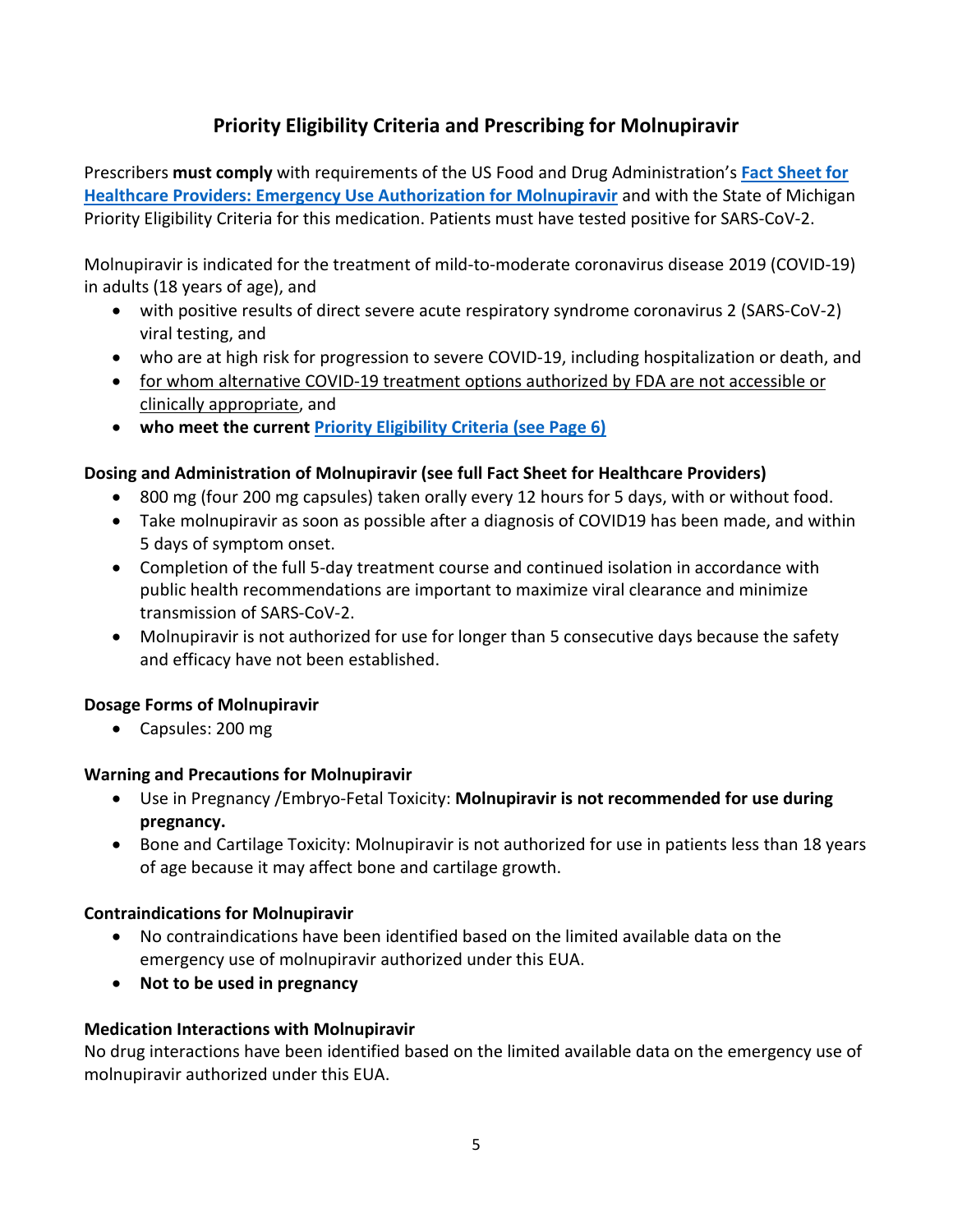# Priority Eligibility Criteria and Prescribing for Molnupiravir

Prescribers **must comply** with requirements of the US Food and Drug Administration's **Fact Sheet for Healthcare Providers: Emergency Use Authorization for Molnupiravir** and with the State of Michigan Priority Eligibility Criteria for this medication. Patients must have tested positive for SARS-CoV-2.

Molnupiravir is indicated for the treatment of mild-to-moderate coronavirus disease 2019 (COVID-19) in adults (18 years of age), and

- with positive results of direct severe acute respiratory syndrome coronavirus 2 (SARS-CoV-2) viral testing, and
- who are at high risk for progression to severe COVID-19, including hospitalization or death, and
- for whom alternative COVID-19 treatment options authorized by FDA are not accessible or clinically appropriate, and
- **who meet the current Priority Eligibility Criteria (see Page 6)**

### Dosing and Administration of Molnupiravir (see full Fact Sheet for Healthcare Providers)

- 800 mg (four 200 mg capsules) taken orally every 12 hours for 5 days, with or without food.
- Take molnupiravir as soon as possible after a diagnosis of COVID19 has been made, and within 5 days of symptom onset.
- Completion of the full 5-day treatment course and continued isolation in accordance with public health recommendations are important to maximize viral clearance and minimize transmission of SARS-CoV-2.
- Molnupiravir is not authorized for use for longer than 5 consecutive days because the safety and efficacy have not been established.

### Dosage Forms of Molnupiravir

- Capsules: 200 mg

### Warning and Precautions for Molnupiravir

- Use in Pregnancy /Embryo-Fetal Toxicity: **Molnupiravir is not recommended for use during pregnancy.**
- Bone and Cartilage Toxicity: Molnupiravir is not authorized for use in patients less than 18 years of age because it may affect bone and cartilage growth.

### Contraindications for Molnupiravir

- No contraindications have been identified based on the limited available data on the emergency use of molnupiravir authorized under this EUA.
- **Not to be used in pregnancy**

### Medication Interactions with Molnupiravir

No drug interactions have been identified based on the limited available data on the emergency use of molnupiravir authorized under this EUA.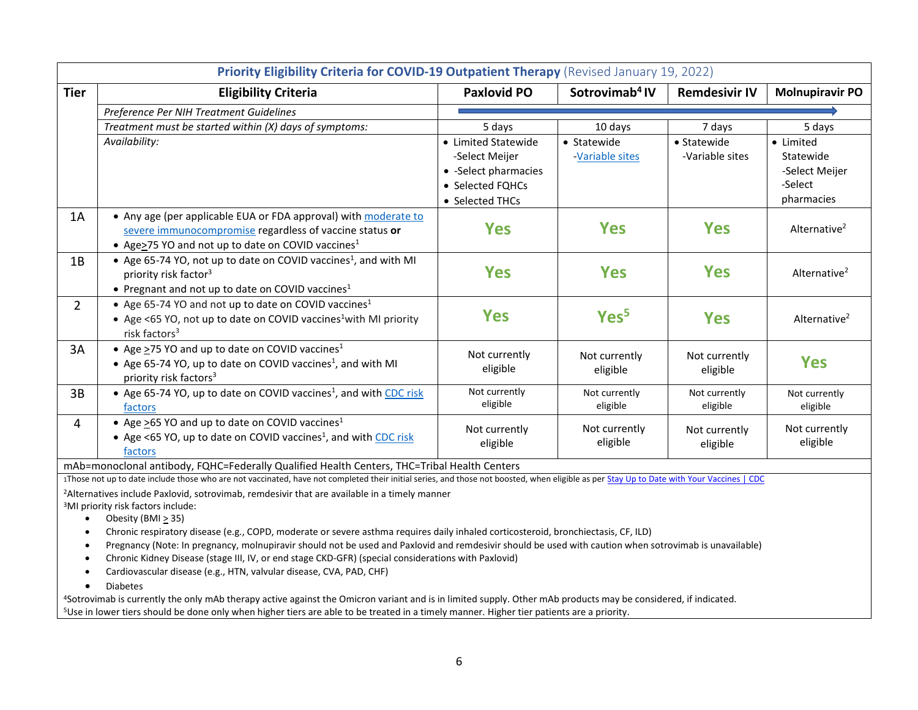| **Priority Eligibility Criteria for COVID-19 Outpatient Therapy** (Revised January 19, 2022) | | | | | |
|---|---|---|---|---|---|
| **Tier** | **Eligibility Criteria** | **Paxlovid PO** | **Sotrovimab[4] IV** | **Remdesivir IV** | **Molnupiravir PO** |
| | *Preference Per NIH Treatment Guidelines* | → | → | → | → |
| | *Treatment must be started within (X) days of symptoms:* | 5 days | 10 days | 7 days | 5 days |
| | *Availability:* | • Limited Statewide -Select Meijer • -Select pharmacies • Selected FQHCs • Selected THCs | • Statewide -Variable sites | • Statewide -Variable sites | • Limited Statewide -Select Meijer -Select pharmacies |
| 1A | • Any age (per applicable EUA or FDA approval) with moderate to severe immunocompromise regardless of vaccine status **or** • Age≥75 YO and not up to date on COVID vaccines[1] | **Yes** | **Yes** | **Yes** | Alternative[2] |
| 1B | • Age 65-74 YO, not up to date on COVID vaccines[1], and with MI priority risk factor[3] • Pregnant and not up to date on COVID vaccines[1] | **Yes** | **Yes** | **Yes** | Alternative[2] |
| 2 | • Age 65-74 YO and not up to date on COVID vaccines[1] • Age <65 YO, not up to date on COVID vaccines[1] with MI priority risk factors[3] | **Yes** | **Yes[5]** | **Yes** | Alternative[2] |
| 3A | • Age ≥75 YO and up to date on COVID vaccines[1] • Age 65-74 YO, up to date on COVID vaccines[1], and with MI priority risk factors[3] | Not currently eligible | Not currently eligible | Not currently eligible | **Yes** |
| 3B | • Age 65-74 YO, up to date on COVID vaccines[1], and with CDC risk factors | Not currently eligible | Not currently eligible | Not currently eligible | Not currently eligible |
| 4 | • Age ≥65 YO and up to date on COVID vaccines[1] • Age <65 YO, up to date on COVID vaccines[1], and with CDC risk factors | Not currently eligible | Not currently eligible | Not currently eligible | Not currently eligible |

mAb=monoclonal antibody, FQHC=Federally Qualified Health Centers, THC=Tribal Health Centers

[1]Those not up to date include those who are not vaccinated, have not completed their initial series, and those not boosted, when eligible as per Stay Up to Date with Your Vaccines | CDC

[2]Alternatives include Paxlovid, sotrovimab, remdesivir that are available in a timely manner

[3]MI priority risk factors include:

- Obesity (BMI ≥ 35)
- Chronic respiratory disease (e.g., COPD, moderate or severe asthma requires daily inhaled corticosteroid, bronchiectasis, CF, ILD)
- Pregnancy (Note: In pregnancy, molnupiravir should not be used and Paxlovid and remdesivir should be used with caution when sotrovimab is unavailable)
- Chronic Kidney Disease (stage III, IV, or end stage CKD-GFR) (special considerations with Paxlovid)
- Cardiovascular disease (e.g., HTN, valvular disease, CVA, PAD, CHF)
- Diabetes

[4]Sotrovimab is currently the only mAb therapy active against the Omicron variant and is in limited supply. Other mAb products may be considered, if indicated.

[5]Use in lower tiers should be done only when higher tiers are able to be treated in a timely manner. Higher tier patients are a priority.